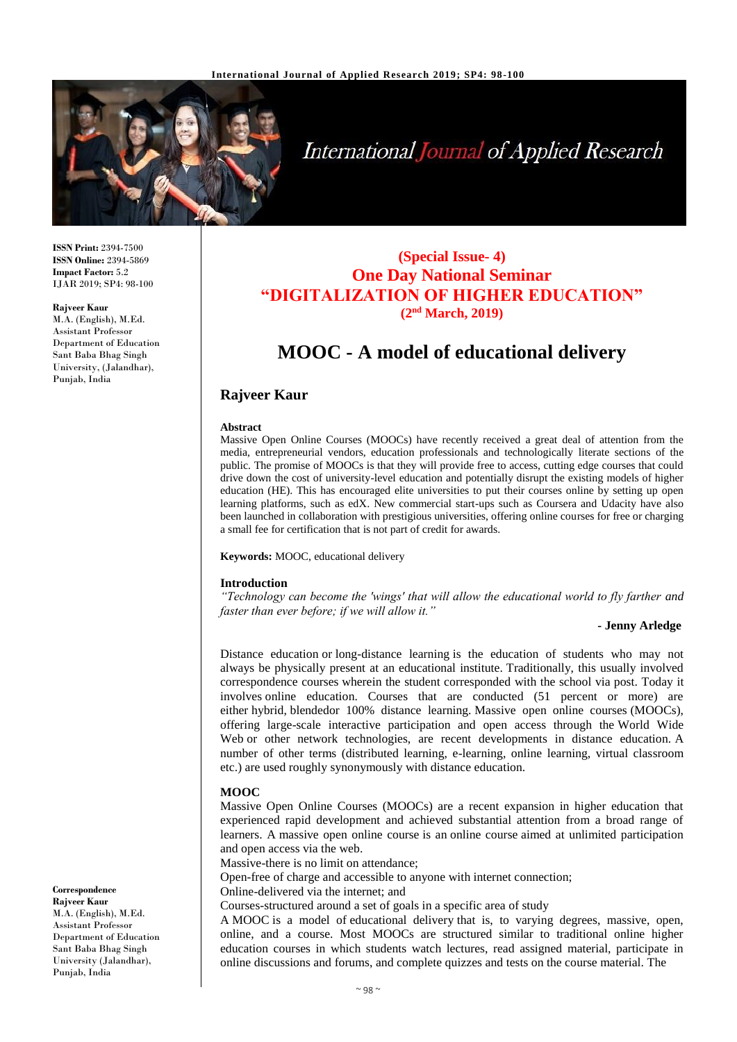**ISSN Print:** 2394-7500
**ISSN Online:** 2394-5869
**Impact Factor:** 5.2
IJAR 2019; SP4: 98-100

**Rajveer Kaur**
M.A. (English), M.Ed.
Assistant Professor
Department of Education
Sant Baba Bhag Singh
University, (Jalandhar),
Punjab, India

**Correspondence**
**Rajveer Kaur**
M.A. (English), M.Ed.
Assistant Professor
Department of Education
Sant Baba Bhag Singh
University (Jalandhar),
Punjab, India

**(Special Issue- 4)**
**One Day National Seminar**
**"DIGITALIZATION OF HIGHER EDUCATION"**
**(2nd March, 2019)**

# MOOC - A model of educational delivery

## Rajveer Kaur

### Abstract

Massive Open Online Courses (MOOCs) have recently received a great deal of attention from the media, entrepreneurial vendors, education professionals and technologically literate sections of the public. The promise of MOOCs is that they will provide free to access, cutting edge courses that could drive down the cost of university-level education and potentially disrupt the existing models of higher education (HE). This has encouraged elite universities to put their courses online by setting up open learning platforms, such as edX. New commercial start-ups such as Coursera and Udacity have also been launched in collaboration with prestigious universities, offering online courses for free or charging a small fee for certification that is not part of credit for awards.

**Keywords:** MOOC, educational delivery

### Introduction

*"Technology can become the 'wings' that will allow the educational world to fly farther and faster than ever before; if we will allow it."*

**- Jenny Arledge**

Distance education or long-distance learning is the education of students who may not always be physically present at an educational institute. Traditionally, this usually involved correspondence courses wherein the student corresponded with the school via post. Today it involves online education. Courses that are conducted (51 percent or more) are either hybrid, blendedor 100% distance learning. Massive open online courses (MOOCs), offering large-scale interactive participation and open access through the World Wide Web or other network technologies, are recent developments in distance education. A number of other terms (distributed learning, e-learning, online learning, virtual classroom etc.) are used roughly synonymously with distance education.

### MOOC

Massive Open Online Courses (MOOCs) are a recent expansion in higher education that experienced rapid development and achieved substantial attention from a broad range of learners. A massive open online course is an online course aimed at unlimited participation and open access via the web.

Massive-there is no limit on attendance;

Open-free of charge and accessible to anyone with internet connection;

Online-delivered via the internet; and

Courses-structured around a set of goals in a specific area of study

A MOOC is a model of educational delivery that is, to varying degrees, massive, open, online, and a course. Most MOOCs are structured similar to traditional online higher education courses in which students watch lectures, read assigned material, participate in online discussions and forums, and complete quizzes and tests on the course material. The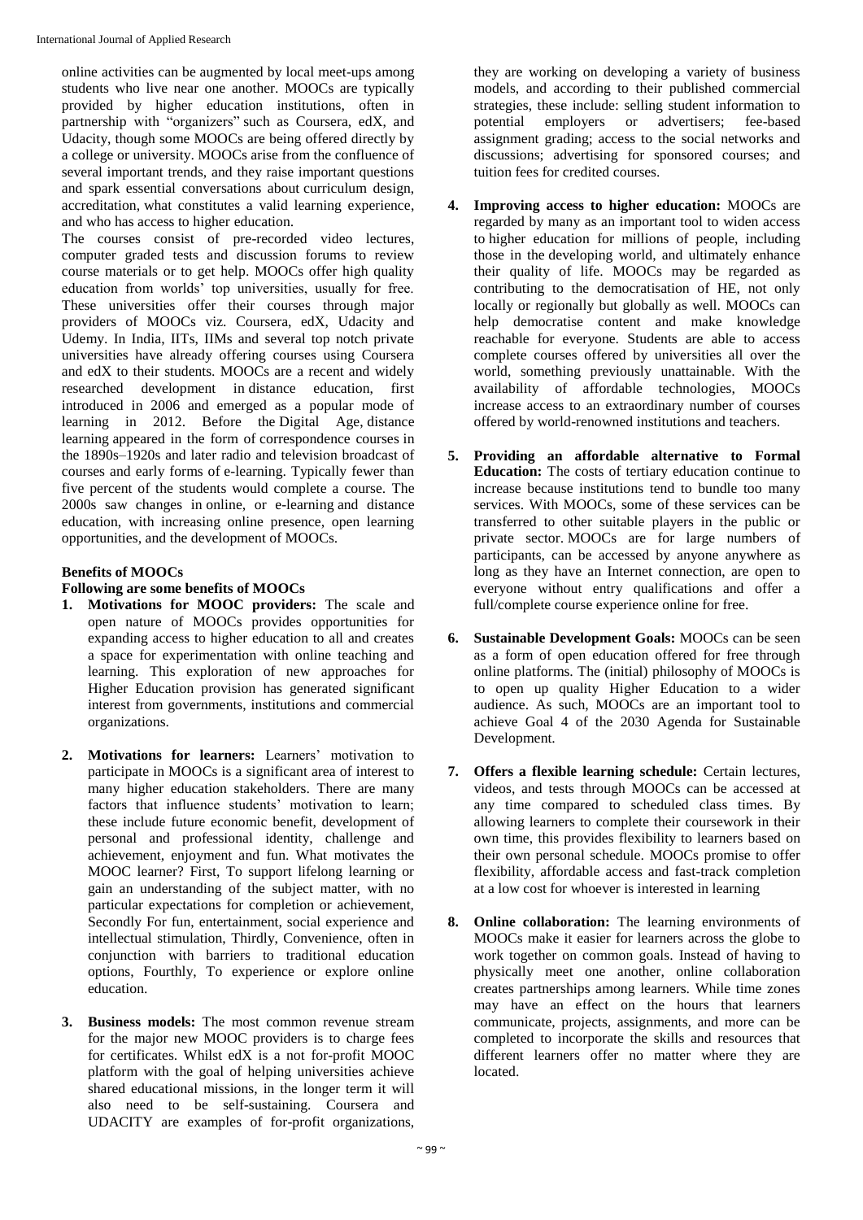online activities can be augmented by local meet-ups among students who live near one another. MOOCs are typically provided by higher education institutions, often in partnership with "organizers" such as Coursera, edX, and Udacity, though some MOOCs are being offered directly by a college or university. MOOCs arise from the confluence of several important trends, and they raise important questions and spark essential conversations about curriculum design, accreditation, what constitutes a valid learning experience, and who has access to higher education.

The courses consist of pre-recorded video lectures, computer graded tests and discussion forums to review course materials or to get help. MOOCs offer high quality education from worlds' top universities, usually for free. These universities offer their courses through major providers of MOOCs viz. Coursera, edX, Udacity and Udemy. In India, IITs, IIMs and several top notch private universities have already offering courses using Coursera and edX to their students. MOOCs are a recent and widely researched development in distance education, first introduced in 2006 and emerged as a popular mode of learning in 2012. Before the Digital Age, distance learning appeared in the form of correspondence courses in the 1890s–1920s and later radio and television broadcast of courses and early forms of e-learning. Typically fewer than five percent of the students would complete a course. The 2000s saw changes in online, or e-learning and distance education, with increasing online presence, open learning opportunities, and the development of MOOCs.

**Benefits of MOOCs**

**Following are some benefits of MOOCs**

1. **Motivations for MOOC providers:** The scale and open nature of MOOCs provides opportunities for expanding access to higher education to all and creates a space for experimentation with online teaching and learning. This exploration of new approaches for Higher Education provision has generated significant interest from governments, institutions and commercial organizations.

2. **Motivations for learners:** Learners' motivation to participate in MOOCs is a significant area of interest to many higher education stakeholders. There are many factors that influence students' motivation to learn; these include future economic benefit, development of personal and professional identity, challenge and achievement, enjoyment and fun. What motivates the MOOC learner? First, To support lifelong learning or gain an understanding of the subject matter, with no particular expectations for completion or achievement, Secondly For fun, entertainment, social experience and intellectual stimulation, Thirdly, Convenience, often in conjunction with barriers to traditional education options, Fourthly, To experience or explore online education.

3. **Business models:** The most common revenue stream for the major new MOOC providers is to charge fees for certificates. Whilst edX is a not for-profit MOOC platform with the goal of helping universities achieve shared educational missions, in the longer term it will also need to be self-sustaining. Coursera and UDACITY are examples of for-profit organizations, they are working on developing a variety of business models, and according to their published commercial strategies, these include: selling student information to potential employers or advertisers; fee-based assignment grading; access to the social networks and discussions; advertising for sponsored courses; and tuition fees for credited courses.

4. **Improving access to higher education:** MOOCs are regarded by many as an important tool to widen access to higher education for millions of people, including those in the developing world, and ultimately enhance their quality of life. MOOCs may be regarded as contributing to the democratisation of HE, not only locally or regionally but globally as well. MOOCs can help democratise content and make knowledge reachable for everyone. Students are able to access complete courses offered by universities all over the world, something previously unattainable. With the availability of affordable technologies, MOOCs increase access to an extraordinary number of courses offered by world-renowned institutions and teachers.

5. **Providing an affordable alternative to Formal Education:** The costs of tertiary education continue to increase because institutions tend to bundle too many services. With MOOCs, some of these services can be transferred to other suitable players in the public or private sector. MOOCs are for large numbers of participants, can be accessed by anyone anywhere as long as they have an Internet connection, are open to everyone without entry qualifications and offer a full/complete course experience online for free.

6. **Sustainable Development Goals:** MOOCs can be seen as a form of open education offered for free through online platforms. The (initial) philosophy of MOOCs is to open up quality Higher Education to a wider audience. As such, MOOCs are an important tool to achieve Goal 4 of the 2030 Agenda for Sustainable Development.

7. **Offers a flexible learning schedule:** Certain lectures, videos, and tests through MOOCs can be accessed at any time compared to scheduled class times. By allowing learners to complete their coursework in their own time, this provides flexibility to learners based on their own personal schedule. MOOCs promise to offer flexibility, affordable access and fast-track completion at a low cost for whoever is interested in learning

8. **Online collaboration:** The learning environments of MOOCs make it easier for learners across the globe to work together on common goals. Instead of having to physically meet one another, online collaboration creates partnerships among learners. While time zones may have an effect on the hours that learners communicate, projects, assignments, and more can be completed to incorporate the skills and resources that different learners offer no matter where they are located.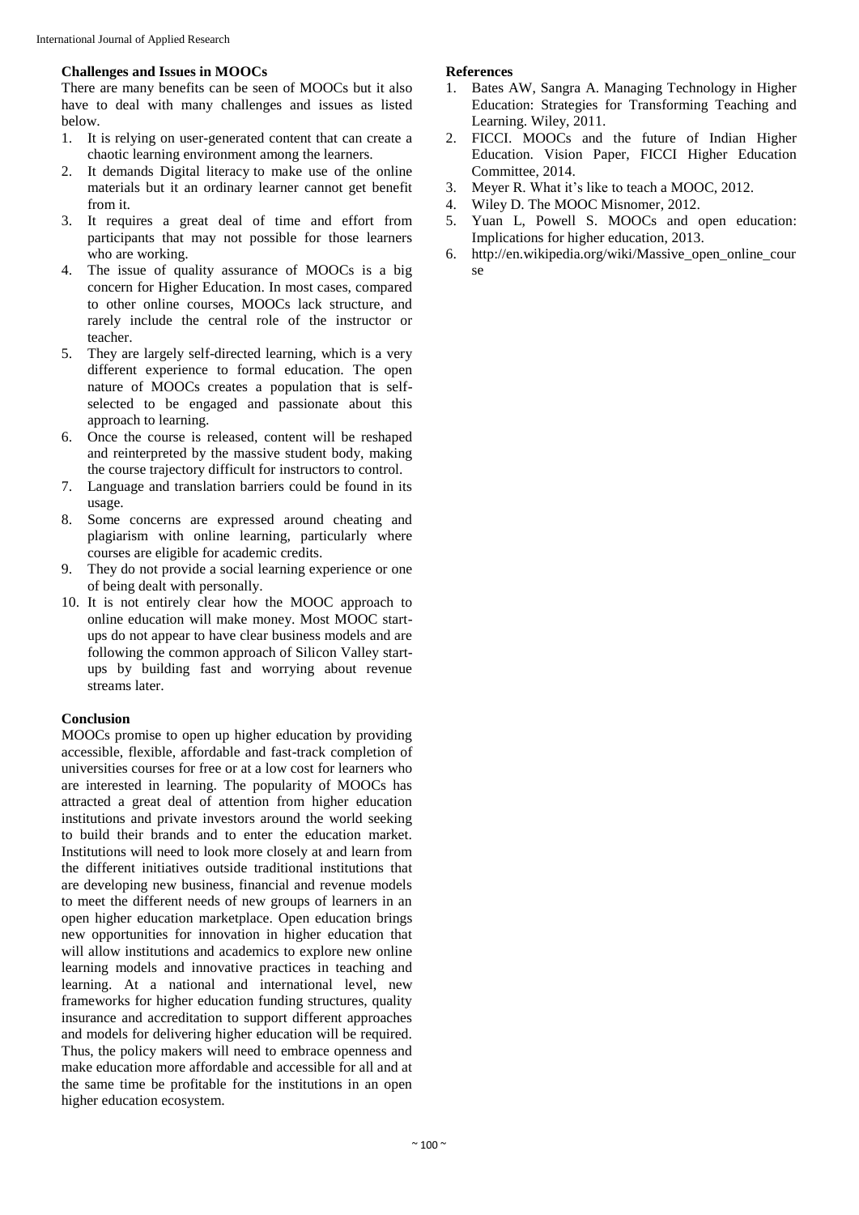## Challenges and Issues in MOOCs

There are many benefits can be seen of MOOCs but it also have to deal with many challenges and issues as listed below.

1. It is relying on user-generated content that can create a chaotic learning environment among the learners.
2. It demands Digital literacy to make use of the online materials but it an ordinary learner cannot get benefit from it.
3. It requires a great deal of time and effort from participants that may not possible for those learners who are working.
4. The issue of quality assurance of MOOCs is a big concern for Higher Education. In most cases, compared to other online courses, MOOCs lack structure, and rarely include the central role of the instructor or teacher.
5. They are largely self-directed learning, which is a very different experience to formal education. The open nature of MOOCs creates a population that is self-selected to be engaged and passionate about this approach to learning.
6. Once the course is released, content will be reshaped and reinterpreted by the massive student body, making the course trajectory difficult for instructors to control.
7. Language and translation barriers could be found in its usage.
8. Some concerns are expressed around cheating and plagiarism with online learning, particularly where courses are eligible for academic credits.
9. They do not provide a social learning experience or one of being dealt with personally.
10. It is not entirely clear how the MOOC approach to online education will make money. Most MOOC start-ups do not appear to have clear business models and are following the common approach of Silicon Valley start-ups by building fast and worrying about revenue streams later.

## Conclusion

MOOCs promise to open up higher education by providing accessible, flexible, affordable and fast-track completion of universities courses for free or at a low cost for learners who are interested in learning. The popularity of MOOCs has attracted a great deal of attention from higher education institutions and private investors around the world seeking to build their brands and to enter the education market. Institutions will need to look more closely at and learn from the different initiatives outside traditional institutions that are developing new business, financial and revenue models to meet the different needs of new groups of learners in an open higher education marketplace. Open education brings new opportunities for innovation in higher education that will allow institutions and academics to explore new online learning models and innovative practices in teaching and learning. At a national and international level, new frameworks for higher education funding structures, quality insurance and accreditation to support different approaches and models for delivering higher education will be required. Thus, the policy makers will need to embrace openness and make education more affordable and accessible for all and at the same time be profitable for the institutions in an open higher education ecosystem.

## References

1. Bates AW, Sangra A. Managing Technology in Higher Education: Strategies for Transforming Teaching and Learning. Wiley, 2011.
2. FICCI. MOOCs and the future of Indian Higher Education. Vision Paper, FICCI Higher Education Committee, 2014.
3. Meyer R. What it's like to teach a MOOC, 2012.
4. Wiley D. The MOOC Misnomer, 2012.
5. Yuan L, Powell S. MOOCs and open education: Implications for higher education, 2013.
6. http://en.wikipedia.org/wiki/Massive_open_online_course